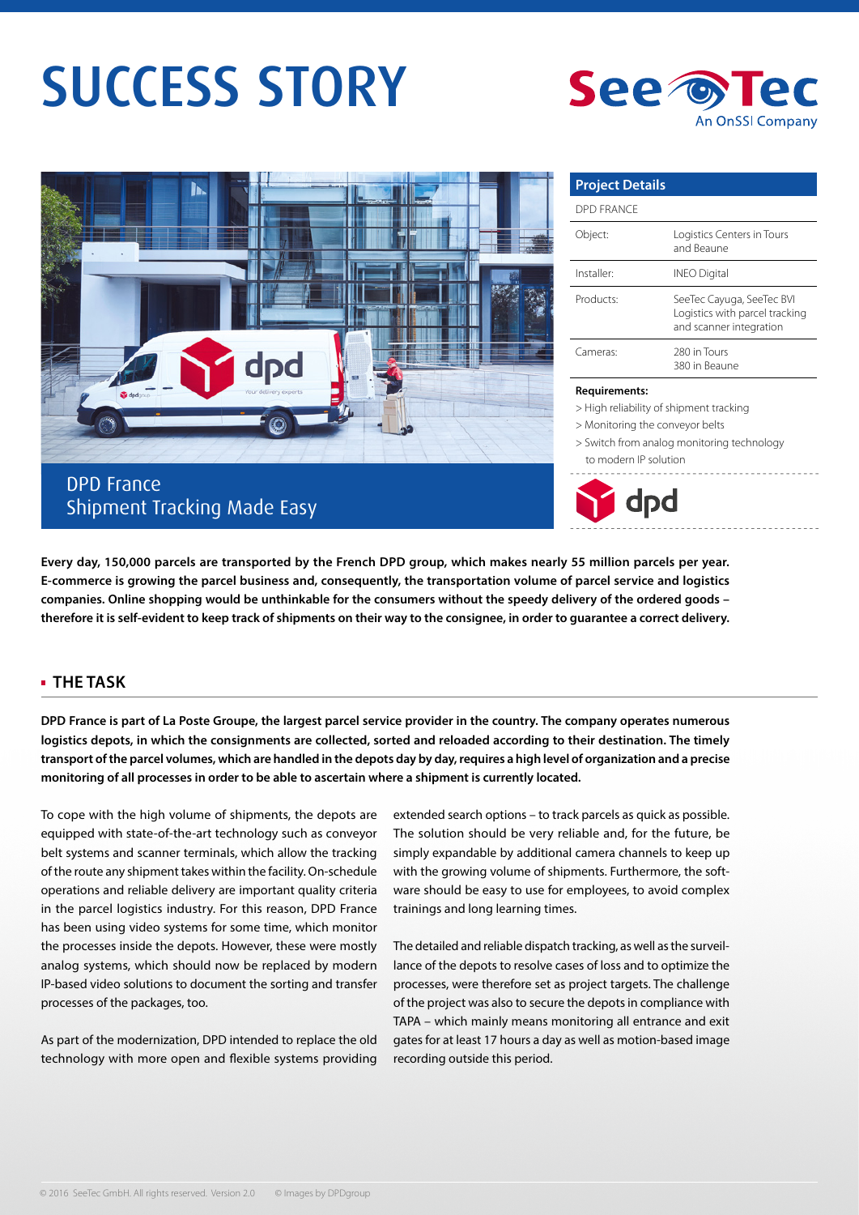# SUCCESS STORY

SeeTec An OnSSI Company

## DPD France
## Shipment Tracking Made Easy

| Project Details | |
|---|---|
| DPD FRANCE | |
| Object: | Logistics Centers in Tours and Beaune |
| Installer: | INEO Digital |
| Products: | SeeTec Cayuga, SeeTec BVI Logistics with parcel tracking and scanner integration |
| Cameras: | 280 in Tours<br>380 in Beaune |

**Requirements:**

> High reliability of shipment tracking
> Monitoring the conveyor belts
> Switch from analog monitoring technology to modern IP solution

dpd

**Every day, 150,000 parcels are transported by the French DPD group, which makes nearly 55 million parcels per year. E-commerce is growing the parcel business and, consequently, the transportation volume of parcel service and logistics companies. Online shopping would be unthinkable for the consumers without the speedy delivery of the ordered goods – therefore it is self-evident to keep track of shipments on their way to the consignee, in order to guarantee a correct delivery.**

## THE TASK

**DPD France is part of La Poste Groupe, the largest parcel service provider in the country. The company operates numerous logistics depots, in which the consignments are collected, sorted and reloaded according to their destination. The timely transport of the parcel volumes, which are handled in the depots day by day, requires a high level of organization and a precise monitoring of all processes in order to be able to ascertain where a shipment is currently located.**

To cope with the high volume of shipments, the depots are equipped with state-of-the-art technology such as conveyor belt systems and scanner terminals, which allow the tracking of the route any shipment takes within the facility. On-schedule operations and reliable delivery are important quality criteria in the parcel logistics industry. For this reason, DPD France has been using video systems for some time, which monitor the processes inside the depots. However, these were mostly analog systems, which should now be replaced by modern IP-based video solutions to document the sorting and transfer processes of the packages, too.

As part of the modernization, DPD intended to replace the old technology with more open and flexible systems providing extended search options – to track parcels as quick as possible. The solution should be very reliable and, for the future, be simply expandable by additional camera channels to keep up with the growing volume of shipments. Furthermore, the software should be easy to use for employees, to avoid complex trainings and long learning times.

The detailed and reliable dispatch tracking, as well as the surveillance of the depots to resolve cases of loss and to optimize the processes, were therefore set as project targets. The challenge of the project was also to secure the depots in compliance with TAPA – which mainly means monitoring all entrance and exit gates for at least 17 hours a day as well as motion-based image recording outside this period.

© 2016 SeeTec GmbH. All rights reserved. Version 2.0 © Images by DPDgroup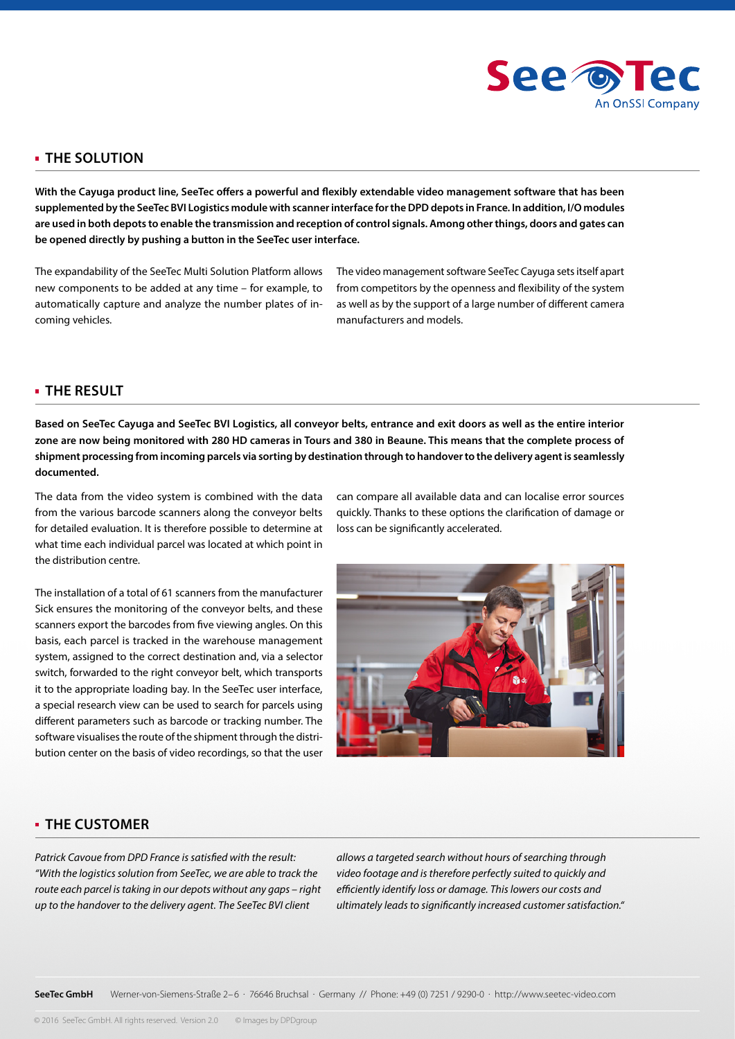## THE SOLUTION

**With the Cayuga product line, SeeTec offers a powerful and flexibly extendable video management software that has been supplemented by the SeeTec BVI Logistics module with scanner interface for the DPD depots in France. In addition, I/O modules are used in both depots to enable the transmission and reception of control signals. Among other things, doors and gates can be opened directly by pushing a button in the SeeTec user interface.**

The expandability of the SeeTec Multi Solution Platform allows new components to be added at any time – for example, to automatically capture and analyze the number plates of incoming vehicles.

The video management software SeeTec Cayuga sets itself apart from competitors by the openness and flexibility of the system as well as by the support of a large number of different camera manufacturers and models.

## THE RESULT

**Based on SeeTec Cayuga and SeeTec BVI Logistics, all conveyor belts, entrance and exit doors as well as the entire interior zone are now being monitored with 280 HD cameras in Tours and 380 in Beaune. This means that the complete process of shipment processing from incoming parcels via sorting by destination through to handover to the delivery agent is seamlessly documented.**

The data from the video system is combined with the data from the various barcode scanners along the conveyor belts for detailed evaluation. It is therefore possible to determine at what time each individual parcel was located at which point in the distribution centre.

The installation of a total of 61 scanners from the manufacturer Sick ensures the monitoring of the conveyor belts, and these scanners export the barcodes from five viewing angles. On this basis, each parcel is tracked in the warehouse management system, assigned to the correct destination and, via a selector switch, forwarded to the right conveyor belt, which transports it to the appropriate loading bay. In the SeeTec user interface, a special research view can be used to search for parcels using different parameters such as barcode or tracking number. The software visualises the route of the shipment through the distribution center on the basis of video recordings, so that the user can compare all available data and can localise error sources quickly. Thanks to these options the clarification of damage or loss can be significantly accelerated.

## THE CUSTOMER

*Patrick Cavoue from DPD France is satisfied with the result: "With the logistics solution from SeeTec, we are able to track the route each parcel is taking in our depots without any gaps – right up to the handover to the delivery agent. The SeeTec BVI client allows a targeted search without hours of searching through video footage and is therefore perfectly suited to quickly and efficiently identify loss or damage. This lowers our costs and ultimately leads to significantly increased customer satisfaction."*

**SeeTec GmbH** Werner-von-Siemens-Straße 2–6 · 76646 Bruchsal · Germany // Phone: +49 (0) 7251 / 9290-0 · http://www.seetec-video.com

© 2016 SeeTec GmbH. All rights reserved. Version 2.0 © Images by DPDgroup